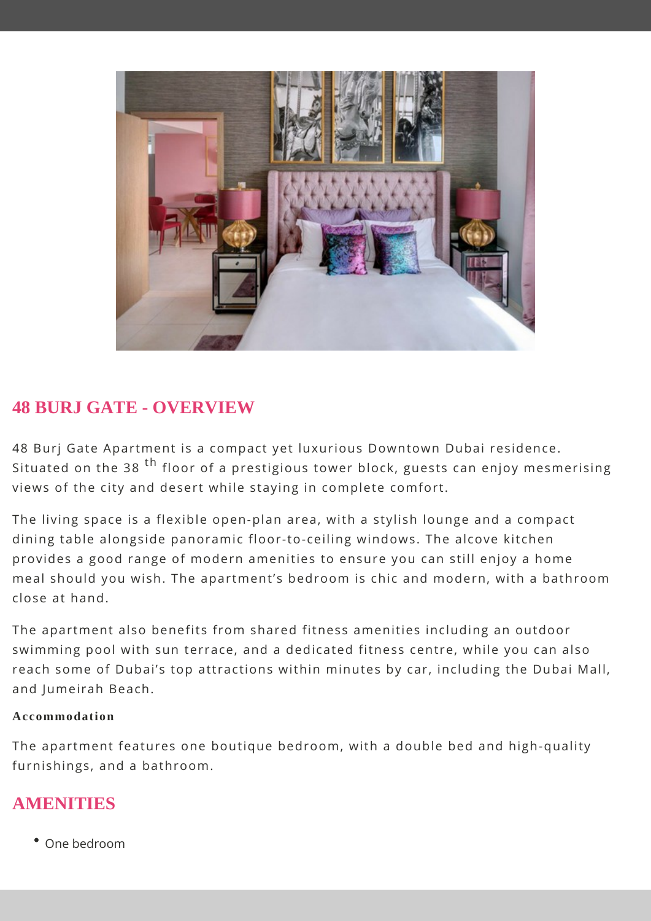## 48 BURJ GATE - OVERVIEW

48 Burj Gate Apartment is a compact yet luxurious Downtown Dubai residence. Situated on the 38 th floor of a prestigious tower block, guests can enjoy mesmerising views of the city and desert while staying in complete comfort.

The living space is a flexible open-plan area, with a stylish lounge and a compact dining table alongside panoramic floor-to-ceiling windows. The alcove kitchen provides a good range of modern amenities to ensure you can still enjoy a home meal should you wish. The apartment's bedroom is chic and modern, with a bathroom close at hand.

The apartment also benefits from shared fitness amenities including an outdoor swimming pool with sun terrace, and a dedicated fitness centre, while you can also reach some of Dubai's top attractions within minutes by car, including the Dubai Mall, and Jumeirah Beach.

**Accommodation**

The apartment features one boutique bedroom, with a double bed and high-quality furnishings, and a bathroom.

## AMENITIES

- One bedroom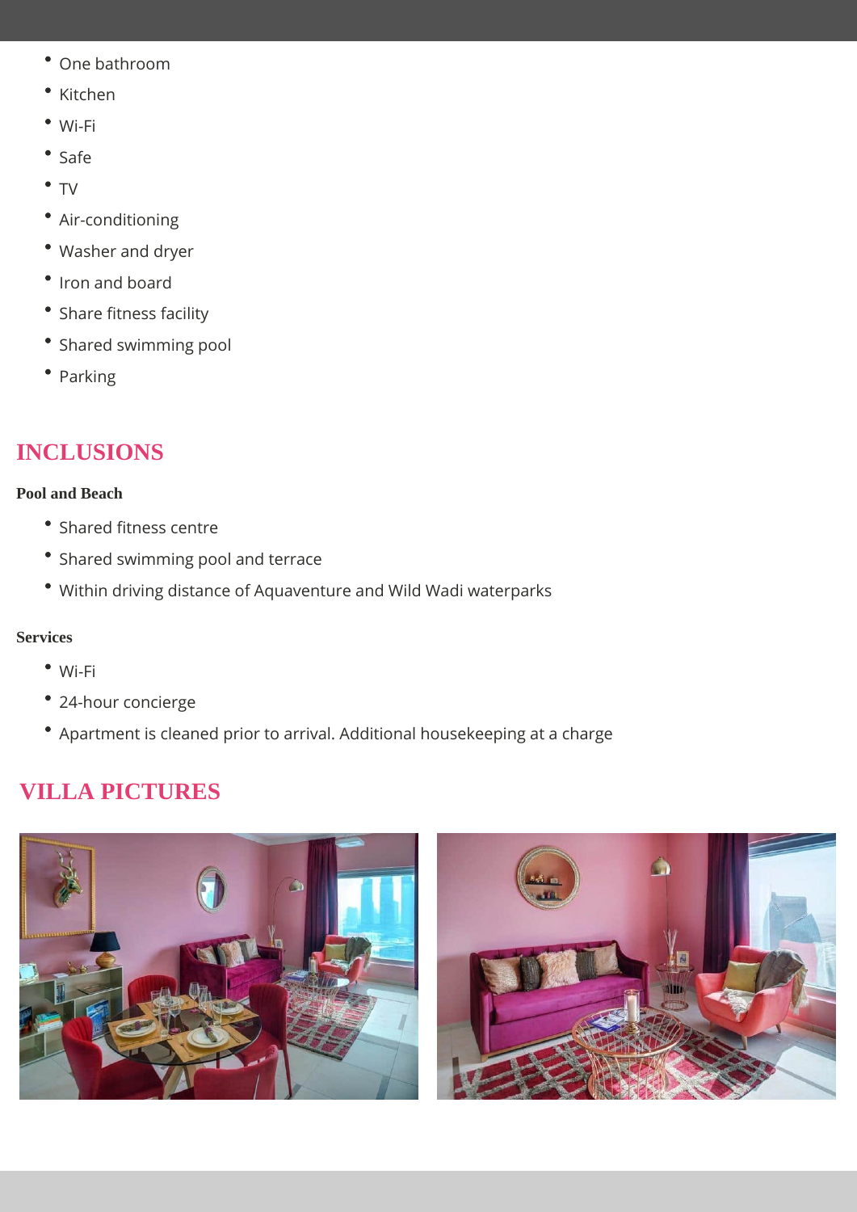- One bathroom
- Kitchen
- Wi-Fi
- Safe
- TV
- Air-conditioning
- Washer and dryer
- Iron and board
- Share fitness facility
- Shared swimming pool
- Parking

## INCLUSIONS

**Pool and Beach**

- Shared fitness centre
- Shared swimming pool and terrace
- Within driving distance of Aquaventure and Wild Wadi waterparks

**Services**

- Wi-Fi
- 24-hour concierge
- Apartment is cleaned prior to arrival. Additional housekeeping at a charge

## VILLA PICTURES